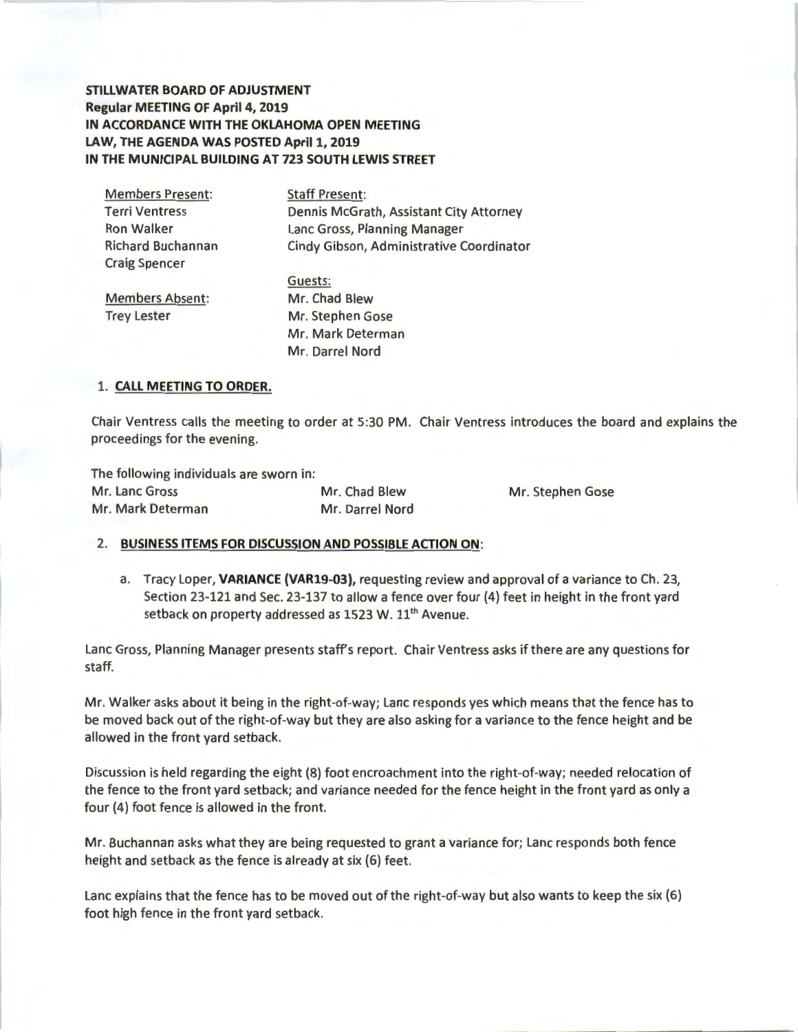**STILLWATER BOARD OF ADJUSTMENT**
**Regular MEETING OF April 4, 2019**
**IN ACCORDANCE WITH THE OKLAHOMA OPEN MEETING LAW, THE AGENDA WAS POSTED April 1, 2019**
**IN THE MUNICIPAL BUILDING AT 723 SOUTH LEWIS STREET**

| Members Present: | Staff Present: |
|---|---|
| Terri Ventress | Dennis McGrath, Assistant City Attorney |
| Ron Walker | Lanc Gross, Planning Manager |
| Richard Buchannan | Cindy Gibson, Administrative Coordinator |
| Craig Spencer | |
| | Guests: |
| Members Absent: | Mr. Chad Blew |
| Trey Lester | Mr. Stephen Gose |
| | Mr. Mark Determan |
| | Mr. Darrel Nord |

1. **CALL MEETING TO ORDER.**

Chair Ventress calls the meeting to order at 5:30 PM. Chair Ventress introduces the board and explains the proceedings for the evening.

The following individuals are sworn in:

| | | |
|---|---|---|
| Mr. Lanc Gross | Mr. Chad Blew | Mr. Stephen Gose |
| Mr. Mark Determan | Mr. Darrel Nord | |

2. **BUSINESS ITEMS FOR DISCUSSION AND POSSIBLE ACTION ON:**

   a. Tracy Loper, **VARIANCE (VAR19-03),** requesting review and approval of a variance to Ch. 23, Section 23-121 and Sec. 23-137 to allow a fence over four (4) feet in height in the front yard setback on property addressed as 1523 W. 11th Avenue.

Lanc Gross, Planning Manager presents staff's report. Chair Ventress asks if there are any questions for staff.

Mr. Walker asks about it being in the right-of-way; Lanc responds yes which means that the fence has to be moved back out of the right-of-way but they are also asking for a variance to the fence height and be allowed in the front yard setback.

Discussion is held regarding the eight (8) foot encroachment into the right-of-way; needed relocation of the fence to the front yard setback; and variance needed for the fence height in the front yard as only a four (4) foot fence is allowed in the front.

Mr. Buchannan asks what they are being requested to grant a variance for; Lanc responds both fence height and setback as the fence is already at six (6) feet.

Lanc explains that the fence has to be moved out of the right-of-way but also wants to keep the six (6) foot high fence in the front yard setback.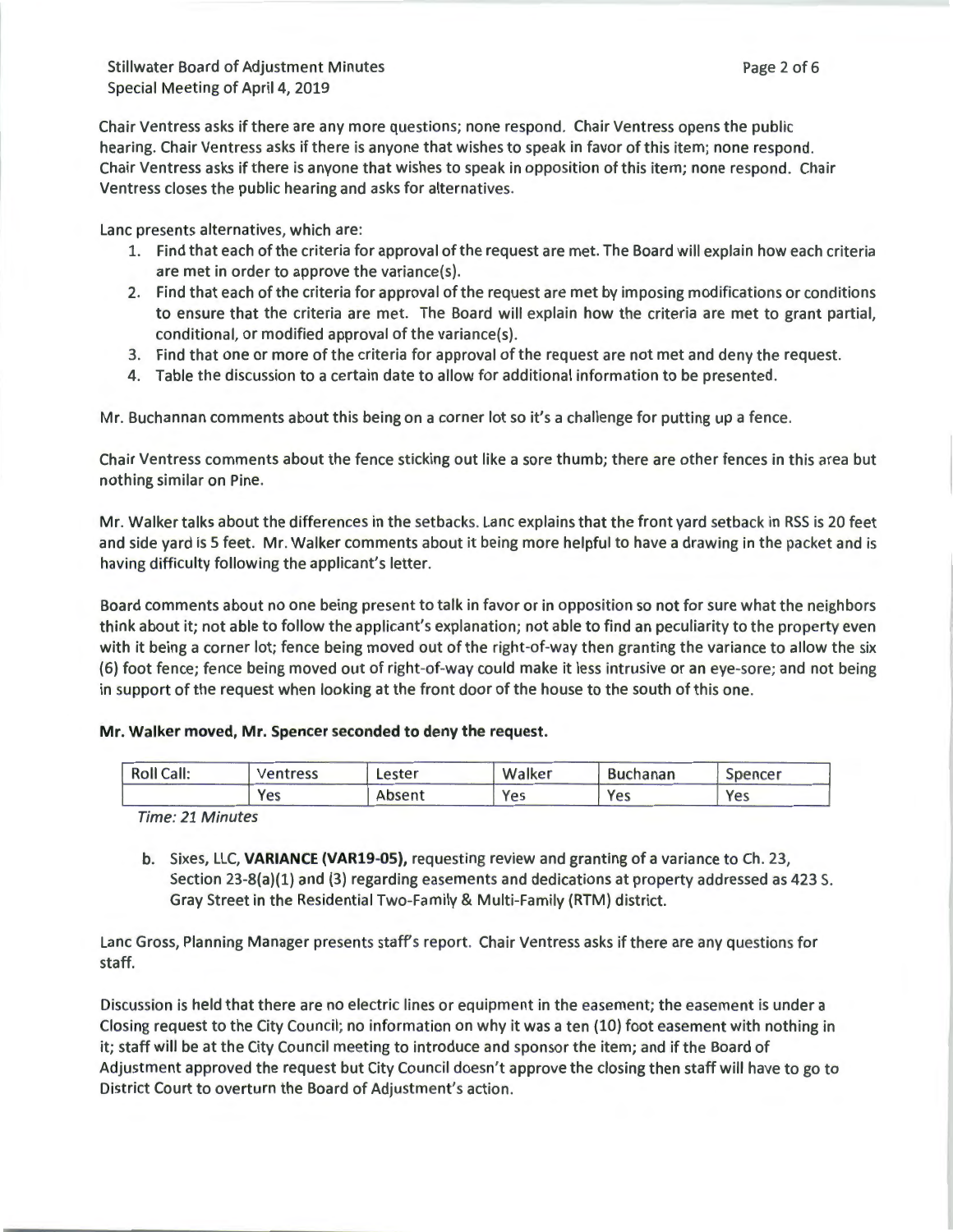Chair Ventress asks if there are any more questions; none respond. Chair Ventress opens the public hearing. Chair Ventress asks if there is anyone that wishes to speak in favor of this item; none respond. Chair Ventress asks if there is anyone that wishes to speak in opposition of this item; none respond. Chair Ventress closes the public hearing and asks for alternatives.

Lanc presents alternatives, which are:

1. Find that each of the criteria for approval of the request are met. The Board will explain how each criteria are met in order to approve the variance(s).
2. Find that each of the criteria for approval of the request are met by imposing modifications or conditions to ensure that the criteria are met. The Board will explain how the criteria are met to grant partial, conditional, or modified approval of the variance(s).
3. Find that one or more of the criteria for approval of the request are not met and deny the request.
4. Table the discussion to a certain date to allow for additional information to be presented.

Mr. Buchannan comments about this being on a corner lot so it's a challenge for putting up a fence.

Chair Ventress comments about the fence sticking out like a sore thumb; there are other fences in this area but nothing similar on Pine.

Mr. Walker talks about the differences in the setbacks. Lanc explains that the front yard setback in RSS is 20 feet and side yard is 5 feet. Mr. Walker comments about it being more helpful to have a drawing in the packet and is having difficulty following the applicant's letter.

Board comments about no one being present to talk in favor or in opposition so not for sure what the neighbors think about it; not able to follow the applicant's explanation; not able to find an peculiarity to the property even with it being a corner lot; fence being moved out of the right-of-way then granting the variance to allow the six (6) foot fence; fence being moved out of right-of-way could make it less intrusive or an eye-sore; and not being in support of the request when looking at the front door of the house to the south of this one.

**Mr. Walker moved, Mr. Spencer seconded to deny the request.**

| Roll Call: | Ventress | Lester | Walker | Buchanan | Spencer |
|---|---|---|---|---|---|
| | Yes | Absent | Yes | Yes | Yes |

*Time: 21 Minutes*

b. Sixes, LLC, **VARIANCE (VAR19-05),** requesting review and granting of a variance to Ch. 23, Section 23-8(a)(1) and (3) regarding easements and dedications at property addressed as 423 S. Gray Street in the Residential Two-Family & Multi-Family (RTM) district.

Lanc Gross, Planning Manager presents staff's report. Chair Ventress asks if there are any questions for staff.

Discussion is held that there are no electric lines or equipment in the easement; the easement is under a Closing request to the City Council; no information on why it was a ten (10) foot easement with nothing in it; staff will be at the City Council meeting to introduce and sponsor the item; and if the Board of Adjustment approved the request but City Council doesn't approve the closing then staff will have to go to District Court to overturn the Board of Adjustment's action.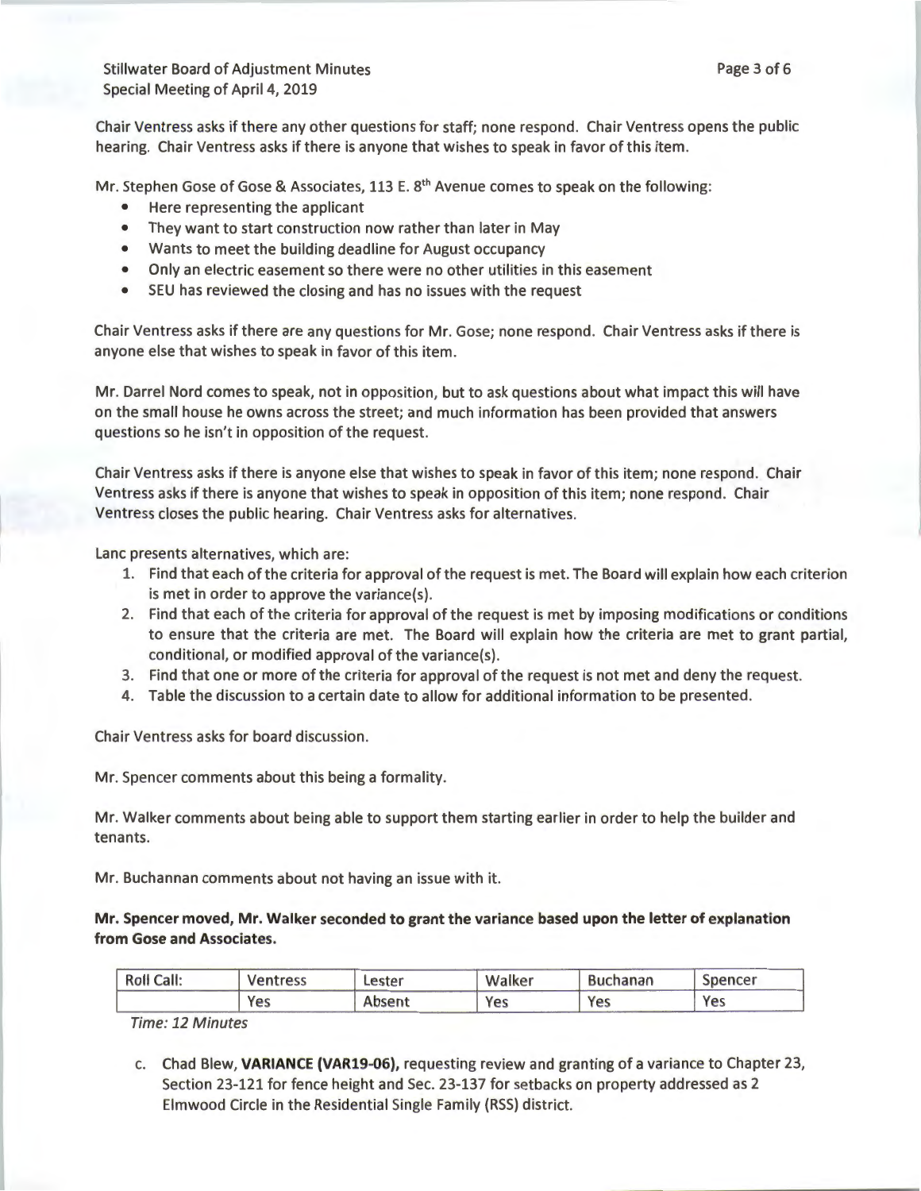Chair Ventress asks if there any other questions for staff; none respond. Chair Ventress opens the public hearing. Chair Ventress asks if there is anyone that wishes to speak in favor of this item.

Mr. Stephen Gose of Gose & Associates, 113 E. 8th Avenue comes to speak on the following:

- Here representing the applicant
- They want to start construction now rather than later in May
- Wants to meet the building deadline for August occupancy
- Only an electric easement so there were no other utilities in this easement
- SEU has reviewed the closing and has no issues with the request

Chair Ventress asks if there are any questions for Mr. Gose; none respond. Chair Ventress asks if there is anyone else that wishes to speak in favor of this item.

Mr. Darrel Nord comes to speak, not in opposition, but to ask questions about what impact this will have on the small house he owns across the street; and much information has been provided that answers questions so he isn't in opposition of the request.

Chair Ventress asks if there is anyone else that wishes to speak in favor of this item; none respond. Chair Ventress asks if there is anyone that wishes to speak in opposition of this item; none respond. Chair Ventress closes the public hearing. Chair Ventress asks for alternatives.

Lanc presents alternatives, which are:

1. Find that each of the criteria for approval of the request is met. The Board will explain how each criterion is met in order to approve the variance(s).
2. Find that each of the criteria for approval of the request is met by imposing modifications or conditions to ensure that the criteria are met. The Board will explain how the criteria are met to grant partial, conditional, or modified approval of the variance(s).
3. Find that one or more of the criteria for approval of the request is not met and deny the request.
4. Table the discussion to a certain date to allow for additional information to be presented.

Chair Ventress asks for board discussion.

Mr. Spencer comments about this being a formality.

Mr. Walker comments about being able to support them starting earlier in order to help the builder and tenants.

Mr. Buchannan comments about not having an issue with it.

**Mr. Spencer moved, Mr. Walker seconded to grant the variance based upon the letter of explanation from Gose and Associates.**

| Roll Call: | Ventress | Lester | Walker | Buchanan | Spencer |
|---|---|---|---|---|---|
| | Yes | Absent | Yes | Yes | Yes |

*Time: 12 Minutes*

c. Chad Blew, **VARIANCE (VAR19-06),** requesting review and granting of a variance to Chapter 23, Section 23-121 for fence height and Sec. 23-137 for setbacks on property addressed as 2 Elmwood Circle in the Residential Single Family (RSS) district.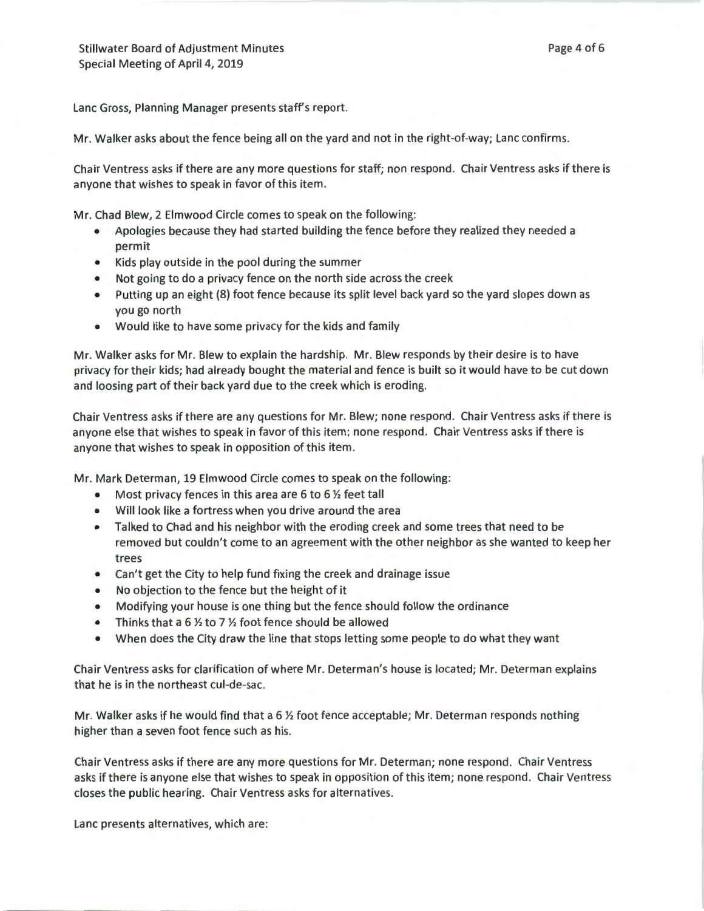Lanc Gross, Planning Manager presents staff's report.

Mr. Walker asks about the fence being all on the yard and not in the right-of-way; Lanc confirms.

Chair Ventress asks if there are any more questions for staff; non respond. Chair Ventress asks if there is anyone that wishes to speak in favor of this item.

Mr. Chad Blew, 2 Elmwood Circle comes to speak on the following:

- Apologies because they had started building the fence before they realized they needed a permit
- Kids play outside in the pool during the summer
- Not going to do a privacy fence on the north side across the creek
- Putting up an eight (8) foot fence because its split level back yard so the yard slopes down as you go north
- Would like to have some privacy for the kids and family

Mr. Walker asks for Mr. Blew to explain the hardship. Mr. Blew responds by their desire is to have privacy for their kids; had already bought the material and fence is built so it would have to be cut down and loosing part of their back yard due to the creek which is eroding.

Chair Ventress asks if there are any questions for Mr. Blew; none respond. Chair Ventress asks if there is anyone else that wishes to speak in favor of this item; none respond. Chair Ventress asks if there is anyone that wishes to speak in opposition of this item.

Mr. Mark Determan, 19 Elmwood Circle comes to speak on the following:

- Most privacy fences in this area are 6 to 6 ½ feet tall
- Will look like a fortress when you drive around the area
- Talked to Chad and his neighbor with the eroding creek and some trees that need to be removed but couldn't come to an agreement with the other neighbor as she wanted to keep her trees
- Can't get the City to help fund fixing the creek and drainage issue
- No objection to the fence but the height of it
- Modifying your house is one thing but the fence should follow the ordinance
- Thinks that a 6 ½ to 7 ½ foot fence should be allowed
- When does the City draw the line that stops letting some people to do what they want

Chair Ventress asks for clarification of where Mr. Determan's house is located; Mr. Determan explains that he is in the northeast cul-de-sac.

Mr. Walker asks if he would find that a 6 ½ foot fence acceptable; Mr. Determan responds nothing higher than a seven foot fence such as his.

Chair Ventress asks if there are any more questions for Mr. Determan; none respond. Chair Ventress asks if there is anyone else that wishes to speak in opposition of this item; none respond. Chair Ventress closes the public hearing. Chair Ventress asks for alternatives.

Lanc presents alternatives, which are: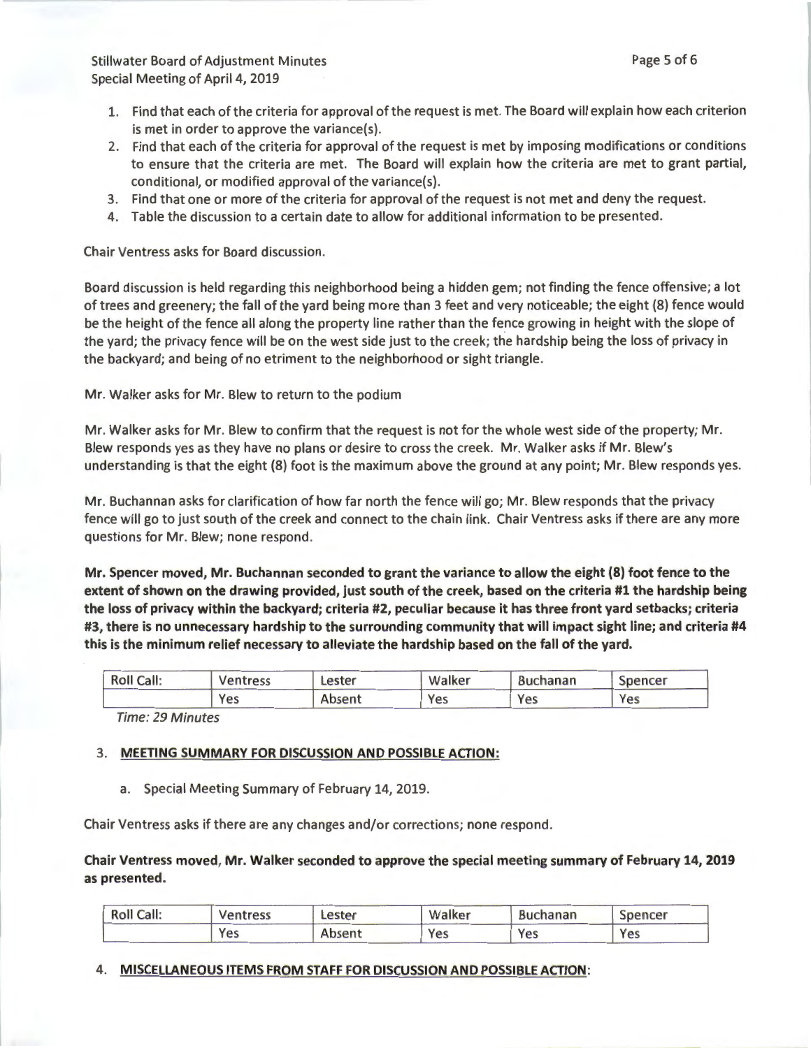1. Find that each of the criteria for approval of the request is met. The Board will explain how each criterion is met in order to approve the variance(s).
2. Find that each of the criteria for approval of the request is met by imposing modifications or conditions to ensure that the criteria are met. The Board will explain how the criteria are met to grant partial, conditional, or modified approval of the variance(s).
3. Find that one or more of the criteria for approval of the request is not met and deny the request.
4. Table the discussion to a certain date to allow for additional information to be presented.

Chair Ventress asks for Board discussion.

Board discussion is held regarding this neighborhood being a hidden gem; not finding the fence offensive; a lot of trees and greenery; the fall of the yard being more than 3 feet and very noticeable; the eight (8) fence would be the height of the fence all along the property line rather than the fence growing in height with the slope of the yard; the privacy fence will be on the west side just to the creek; the hardship being the loss of privacy in the backyard; and being of no etriment to the neighborhood or sight triangle.

Mr. Walker asks for Mr. Blew to return to the podium

Mr. Walker asks for Mr. Blew to confirm that the request is not for the whole west side of the property; Mr. Blew responds yes as they have no plans or desire to cross the creek. Mr. Walker asks if Mr. Blew's understanding is that the eight (8) foot is the maximum above the ground at any point; Mr. Blew responds yes.

Mr. Buchannan asks for clarification of how far north the fence will go; Mr. Blew responds that the privacy fence will go to just south of the creek and connect to the chain link. Chair Ventress asks if there are any more questions for Mr. Blew; none respond.

**Mr. Spencer moved, Mr. Buchannan seconded to grant the variance to allow the eight (8) foot fence to the extent of shown on the drawing provided, just south of the creek, based on the criteria #1 the hardship being the loss of privacy within the backyard; criteria #2, peculiar because it has three front yard setbacks; criteria #3, there is no unnecessary hardship to the surrounding community that will impact sight line; and criteria #4 this is the minimum relief necessary to alleviate the hardship based on the fall of the yard.**

| Roll Call: | Ventress | Lester | Walker | Buchanan | Spencer |
|---|---|---|---|---|---|
| | Yes | Absent | Yes | Yes | Yes |

*Time: 29 Minutes*

3. **MEETING SUMMARY FOR DISCUSSION AND POSSIBLE ACTION:**

   a. Special Meeting Summary of February 14, 2019.

Chair Ventress asks if there are any changes and/or corrections; none respond.

**Chair Ventress moved, Mr. Walker seconded to approve the special meeting summary of February 14, 2019 as presented.**

| Roll Call: | Ventress | Lester | Walker | Buchanan | Spencer |
|---|---|---|---|---|---|
| | Yes | Absent | Yes | Yes | Yes |

4. **MISCELLANEOUS ITEMS FROM STAFF FOR DISCUSSION AND POSSIBLE ACTION:**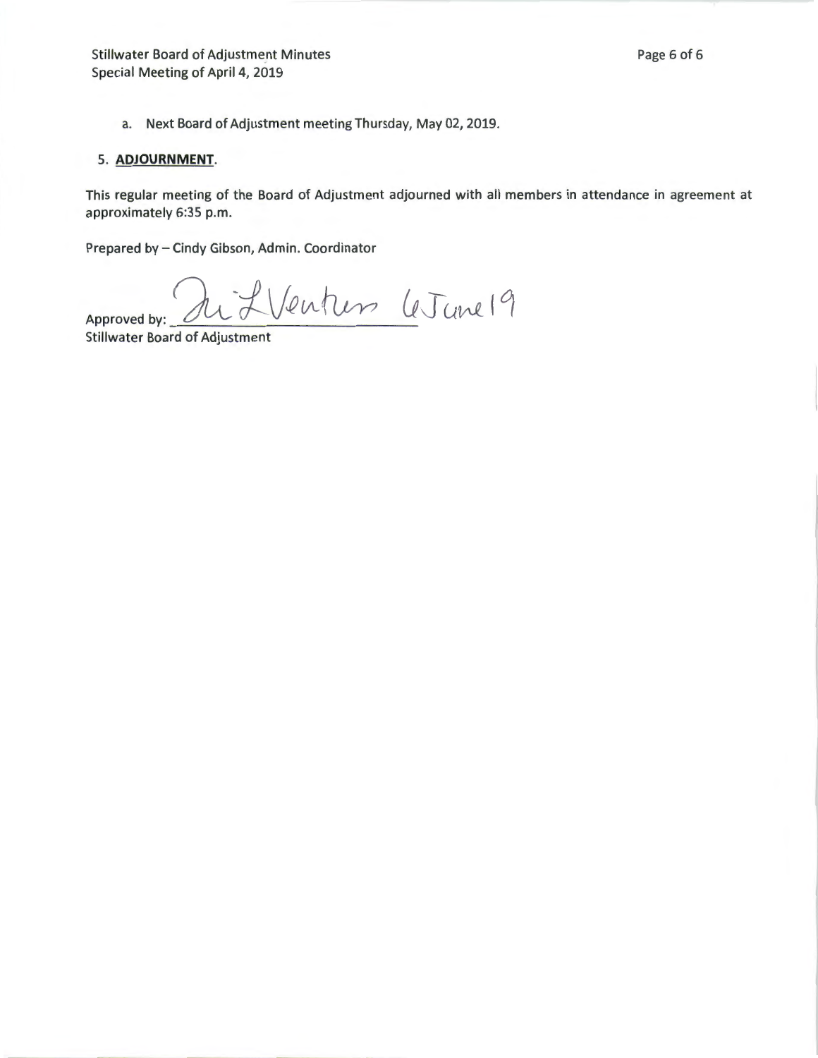a. Next Board of Adjustment meeting Thursday, May 02, 2019.

5. **ADJOURNMENT**.

This regular meeting of the Board of Adjustment adjourned with all members in attendance in agreement at approximately 6:35 p.m.

Prepared by – Cindy Gibson, Admin. Coordinator

Approved by: Ju L Ventres 6 June 19
Stillwater Board of Adjustment